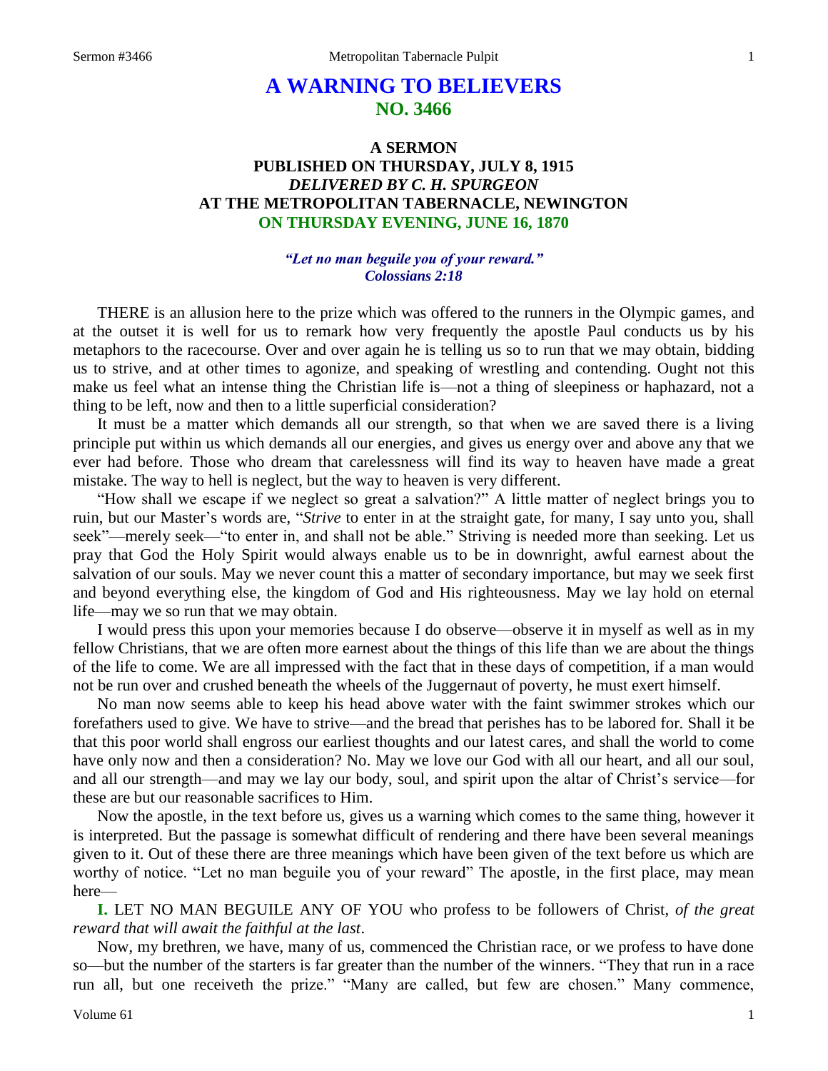# A WARNING TO BELIEVERS
## NO. 3466

### A SERMON
### PUBLISHED ON THURSDAY, JULY 8, 1915
### *DELIVERED BY C. H. SPURGEON*
### AT THE METROPOLITAN TABERNACLE, NEWINGTON
### ON THURSDAY EVENING, JUNE 16, 1870

*"Let no man beguile you of your reward."*
*Colossians 2:18*

THERE is an allusion here to the prize which was offered to the runners in the Olympic games, and at the outset it is well for us to remark how very frequently the apostle Paul conducts us by his metaphors to the racecourse. Over and over again he is telling us so to run that we may obtain, bidding us to strive, and at other times to agonize, and speaking of wrestling and contending. Ought not this make us feel what an intense thing the Christian life is—not a thing of sleepiness or haphazard, not a thing to be left, now and then to a little superficial consideration?

It must be a matter which demands all our strength, so that when we are saved there is a living principle put within us which demands all our energies, and gives us energy over and above any that we ever had before. Those who dream that carelessness will find its way to heaven have made a great mistake. The way to hell is neglect, but the way to heaven is very different.

"How shall we escape if we neglect so great a salvation?" A little matter of neglect brings you to ruin, but our Master's words are, "*Strive* to enter in at the straight gate, for many, I say unto you, shall seek"—merely seek—"to enter in, and shall not be able." Striving is needed more than seeking. Let us pray that God the Holy Spirit would always enable us to be in downright, awful earnest about the salvation of our souls. May we never count this a matter of secondary importance, but may we seek first and beyond everything else, the kingdom of God and His righteousness. May we lay hold on eternal life—may we so run that we may obtain.

I would press this upon your memories because I do observe—observe it in myself as well as in my fellow Christians, that we are often more earnest about the things of this life than we are about the things of the life to come. We are all impressed with the fact that in these days of competition, if a man would not be run over and crushed beneath the wheels of the Juggernaut of poverty, he must exert himself.

No man now seems able to keep his head above water with the faint swimmer strokes which our forefathers used to give. We have to strive—and the bread that perishes has to be labored for. Shall it be that this poor world shall engross our earliest thoughts and our latest cares, and shall the world to come have only now and then a consideration? No. May we love our God with all our heart, and all our soul, and all our strength—and may we lay our body, soul, and spirit upon the altar of Christ's service—for these are but our reasonable sacrifices to Him.

Now the apostle, in the text before us, gives us a warning which comes to the same thing, however it is interpreted. But the passage is somewhat difficult of rendering and there have been several meanings given to it. Out of these there are three meanings which have been given of the text before us which are worthy of notice. "Let no man beguile you of your reward" The apostle, in the first place, may mean here—

**I.** LET NO MAN BEGUILE ANY OF YOU who profess to be followers of Christ, *of the great reward that will await the faithful at the last*.

Now, my brethren, we have, many of us, commenced the Christian race, or we profess to have done so—but the number of the starters is far greater than the number of the winners. "They that run in a race run all, but one receiveth the prize." "Many are called, but few are chosen." Many commence,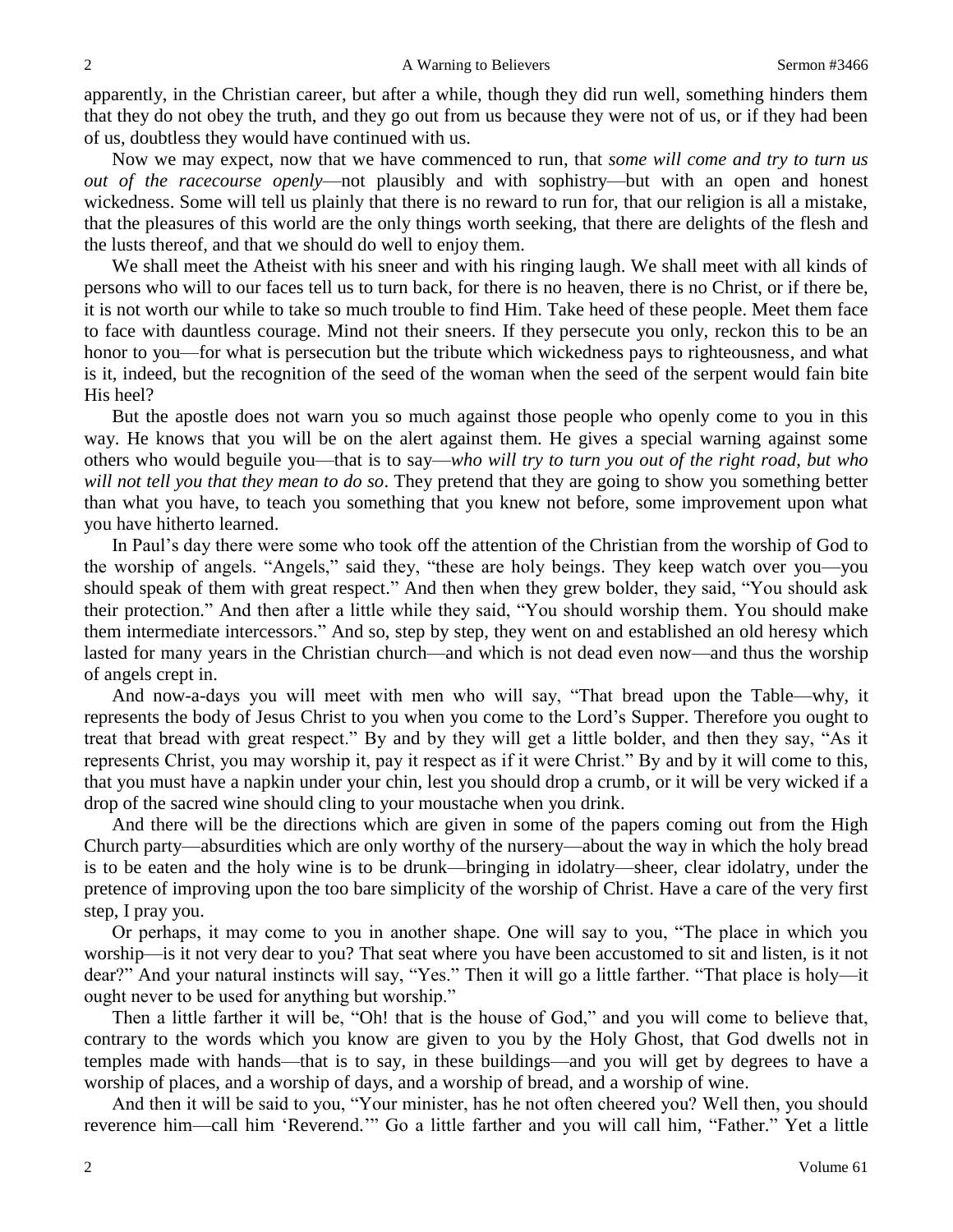apparently, in the Christian career, but after a while, though they did run well, something hinders them that they do not obey the truth, and they go out from us because they were not of us, or if they had been of us, doubtless they would have continued with us.

Now we may expect, now that we have commenced to run, that *some will come and try to turn us out of the racecourse openly*—not plausibly and with sophistry—but with an open and honest wickedness. Some will tell us plainly that there is no reward to run for, that our religion is all a mistake, that the pleasures of this world are the only things worth seeking, that there are delights of the flesh and the lusts thereof, and that we should do well to enjoy them.

We shall meet the Atheist with his sneer and with his ringing laugh. We shall meet with all kinds of persons who will to our faces tell us to turn back, for there is no heaven, there is no Christ, or if there be, it is not worth our while to take so much trouble to find Him. Take heed of these people. Meet them face to face with dauntless courage. Mind not their sneers. If they persecute you only, reckon this to be an honor to you—for what is persecution but the tribute which wickedness pays to righteousness, and what is it, indeed, but the recognition of the seed of the woman when the seed of the serpent would fain bite His heel?

But the apostle does not warn you so much against those people who openly come to you in this way. He knows that you will be on the alert against them. He gives a special warning against some others who would beguile you—that is to say—*who will try to turn you out of the right road, but who will not tell you that they mean to do so*. They pretend that they are going to show you something better than what you have, to teach you something that you knew not before, some improvement upon what you have hitherto learned.

In Paul's day there were some who took off the attention of the Christian from the worship of God to the worship of angels. "Angels," said they, "these are holy beings. They keep watch over you—you should speak of them with great respect." And then when they grew bolder, they said, "You should ask their protection." And then after a little while they said, "You should worship them. You should make them intermediate intercessors." And so, step by step, they went on and established an old heresy which lasted for many years in the Christian church—and which is not dead even now—and thus the worship of angels crept in.

And now-a-days you will meet with men who will say, "That bread upon the Table—why, it represents the body of Jesus Christ to you when you come to the Lord's Supper. Therefore you ought to treat that bread with great respect." By and by they will get a little bolder, and then they say, "As it represents Christ, you may worship it, pay it respect as if it were Christ." By and by it will come to this, that you must have a napkin under your chin, lest you should drop a crumb, or it will be very wicked if a drop of the sacred wine should cling to your moustache when you drink.

And there will be the directions which are given in some of the papers coming out from the High Church party—absurdities which are only worthy of the nursery—about the way in which the holy bread is to be eaten and the holy wine is to be drunk—bringing in idolatry—sheer, clear idolatry, under the pretence of improving upon the too bare simplicity of the worship of Christ. Have a care of the very first step, I pray you.

Or perhaps, it may come to you in another shape. One will say to you, "The place in which you worship—is it not very dear to you? That seat where you have been accustomed to sit and listen, is it not dear?" And your natural instincts will say, "Yes." Then it will go a little farther. "That place is holy—it ought never to be used for anything but worship."

Then a little farther it will be, "Oh! that is the house of God," and you will come to believe that, contrary to the words which you know are given to you by the Holy Ghost, that God dwells not in temples made with hands—that is to say, in these buildings—and you will get by degrees to have a worship of places, and a worship of days, and a worship of bread, and a worship of wine.

And then it will be said to you, "Your minister, has he not often cheered you? Well then, you should reverence him—call him 'Reverend.'" Go a little farther and you will call him, "Father." Yet a little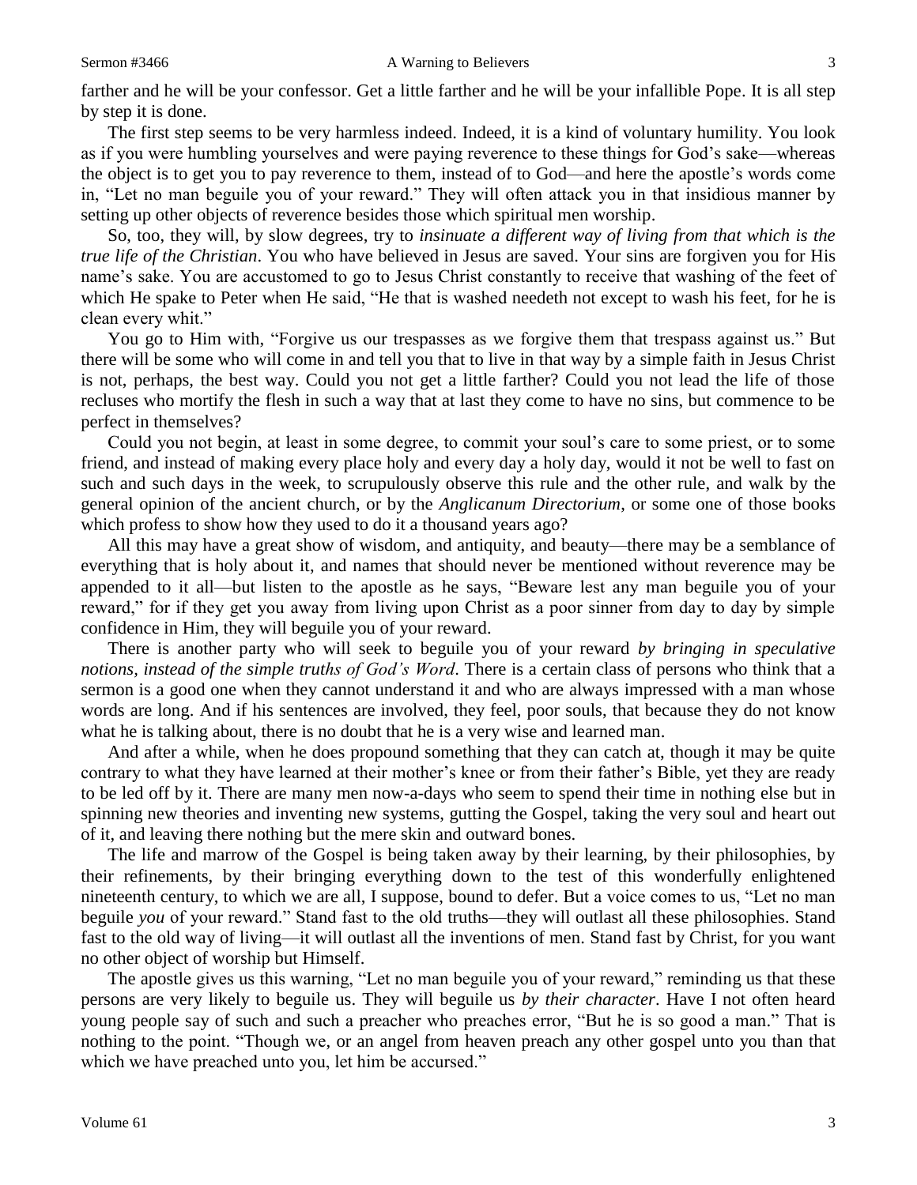farther and he will be your confessor. Get a little farther and he will be your infallible Pope. It is all step by step it is done.

The first step seems to be very harmless indeed. Indeed, it is a kind of voluntary humility. You look as if you were humbling yourselves and were paying reverence to these things for God's sake—whereas the object is to get you to pay reverence to them, instead of to God—and here the apostle's words come in, "Let no man beguile you of your reward." They will often attack you in that insidious manner by setting up other objects of reverence besides those which spiritual men worship.

So, too, they will, by slow degrees, try to *insinuate a different way of living from that which is the true life of the Christian*. You who have believed in Jesus are saved. Your sins are forgiven you for His name's sake. You are accustomed to go to Jesus Christ constantly to receive that washing of the feet of which He spake to Peter when He said, "He that is washed needeth not except to wash his feet, for he is clean every whit."

You go to Him with, "Forgive us our trespasses as we forgive them that trespass against us." But there will be some who will come in and tell you that to live in that way by a simple faith in Jesus Christ is not, perhaps, the best way. Could you not get a little farther? Could you not lead the life of those recluses who mortify the flesh in such a way that at last they come to have no sins, but commence to be perfect in themselves?

Could you not begin, at least in some degree, to commit your soul's care to some priest, or to some friend, and instead of making every place holy and every day a holy day, would it not be well to fast on such and such days in the week, to scrupulously observe this rule and the other rule, and walk by the general opinion of the ancient church, or by the *Anglicanum Directorium*, or some one of those books which profess to show how they used to do it a thousand years ago?

All this may have a great show of wisdom, and antiquity, and beauty—there may be a semblance of everything that is holy about it, and names that should never be mentioned without reverence may be appended to it all—but listen to the apostle as he says, "Beware lest any man beguile you of your reward," for if they get you away from living upon Christ as a poor sinner from day to day by simple confidence in Him, they will beguile you of your reward.

There is another party who will seek to beguile you of your reward *by bringing in speculative notions, instead of the simple truths of God's Word*. There is a certain class of persons who think that a sermon is a good one when they cannot understand it and who are always impressed with a man whose words are long. And if his sentences are involved, they feel, poor souls, that because they do not know what he is talking about, there is no doubt that he is a very wise and learned man.

And after a while, when he does propound something that they can catch at, though it may be quite contrary to what they have learned at their mother's knee or from their father's Bible, yet they are ready to be led off by it. There are many men now-a-days who seem to spend their time in nothing else but in spinning new theories and inventing new systems, gutting the Gospel, taking the very soul and heart out of it, and leaving there nothing but the mere skin and outward bones.

The life and marrow of the Gospel is being taken away by their learning, by their philosophies, by their refinements, by their bringing everything down to the test of this wonderfully enlightened nineteenth century, to which we are all, I suppose, bound to defer. But a voice comes to us, "Let no man beguile *you* of your reward." Stand fast to the old truths—they will outlast all these philosophies. Stand fast to the old way of living—it will outlast all the inventions of men. Stand fast by Christ, for you want no other object of worship but Himself.

The apostle gives us this warning, "Let no man beguile you of your reward," reminding us that these persons are very likely to beguile us. They will beguile us *by their character*. Have I not often heard young people say of such and such a preacher who preaches error, "But he is so good a man." That is nothing to the point. "Though we, or an angel from heaven preach any other gospel unto you than that which we have preached unto you, let him be accursed."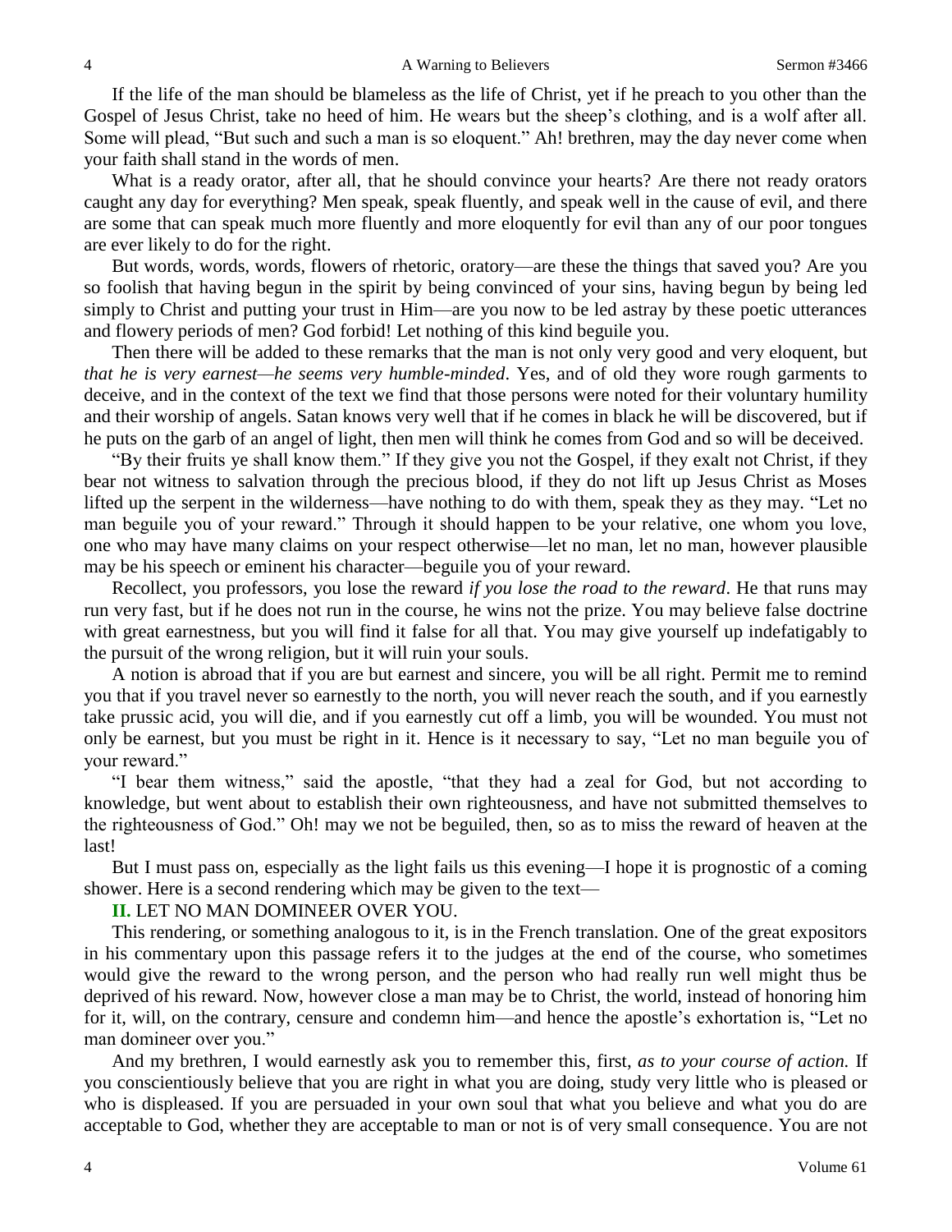If the life of the man should be blameless as the life of Christ, yet if he preach to you other than the Gospel of Jesus Christ, take no heed of him. He wears but the sheep's clothing, and is a wolf after all. Some will plead, "But such and such a man is so eloquent." Ah! brethren, may the day never come when your faith shall stand in the words of men.

What is a ready orator, after all, that he should convince your hearts? Are there not ready orators caught any day for everything? Men speak, speak fluently, and speak well in the cause of evil, and there are some that can speak much more fluently and more eloquently for evil than any of our poor tongues are ever likely to do for the right.

But words, words, words, flowers of rhetoric, oratory—are these the things that saved you? Are you so foolish that having begun in the spirit by being convinced of your sins, having begun by being led simply to Christ and putting your trust in Him—are you now to be led astray by these poetic utterances and flowery periods of men? God forbid! Let nothing of this kind beguile you.

Then there will be added to these remarks that the man is not only very good and very eloquent, but *that he is very earnest—he seems very humble-minded*. Yes, and of old they wore rough garments to deceive, and in the context of the text we find that those persons were noted for their voluntary humility and their worship of angels. Satan knows very well that if he comes in black he will be discovered, but if he puts on the garb of an angel of light, then men will think he comes from God and so will be deceived.

"By their fruits ye shall know them." If they give you not the Gospel, if they exalt not Christ, if they bear not witness to salvation through the precious blood, if they do not lift up Jesus Christ as Moses lifted up the serpent in the wilderness—have nothing to do with them, speak they as they may. "Let no man beguile you of your reward." Through it should happen to be your relative, one whom you love, one who may have many claims on your respect otherwise—let no man, let no man, however plausible may be his speech or eminent his character—beguile you of your reward.

Recollect, you professors, you lose the reward *if you lose the road to the reward*. He that runs may run very fast, but if he does not run in the course, he wins not the prize. You may believe false doctrine with great earnestness, but you will find it false for all that. You may give yourself up indefatigably to the pursuit of the wrong religion, but it will ruin your souls.

A notion is abroad that if you are but earnest and sincere, you will be all right. Permit me to remind you that if you travel never so earnestly to the north, you will never reach the south, and if you earnestly take prussic acid, you will die, and if you earnestly cut off a limb, you will be wounded. You must not only be earnest, but you must be right in it. Hence is it necessary to say, "Let no man beguile you of your reward."

"I bear them witness," said the apostle, "that they had a zeal for God, but not according to knowledge, but went about to establish their own righteousness, and have not submitted themselves to the righteousness of God." Oh! may we not be beguiled, then, so as to miss the reward of heaven at the last!

But I must pass on, especially as the light fails us this evening—I hope it is prognostic of a coming shower. Here is a second rendering which may be given to the text—

**II.** LET NO MAN DOMINEER OVER YOU.

This rendering, or something analogous to it, is in the French translation. One of the great expositors in his commentary upon this passage refers it to the judges at the end of the course, who sometimes would give the reward to the wrong person, and the person who had really run well might thus be deprived of his reward. Now, however close a man may be to Christ, the world, instead of honoring him for it, will, on the contrary, censure and condemn him—and hence the apostle's exhortation is, "Let no man domineer over you."

And my brethren, I would earnestly ask you to remember this, first, *as to your course of action.* If you conscientiously believe that you are right in what you are doing, study very little who is pleased or who is displeased. If you are persuaded in your own soul that what you believe and what you do are acceptable to God, whether they are acceptable to man or not is of very small consequence. You are not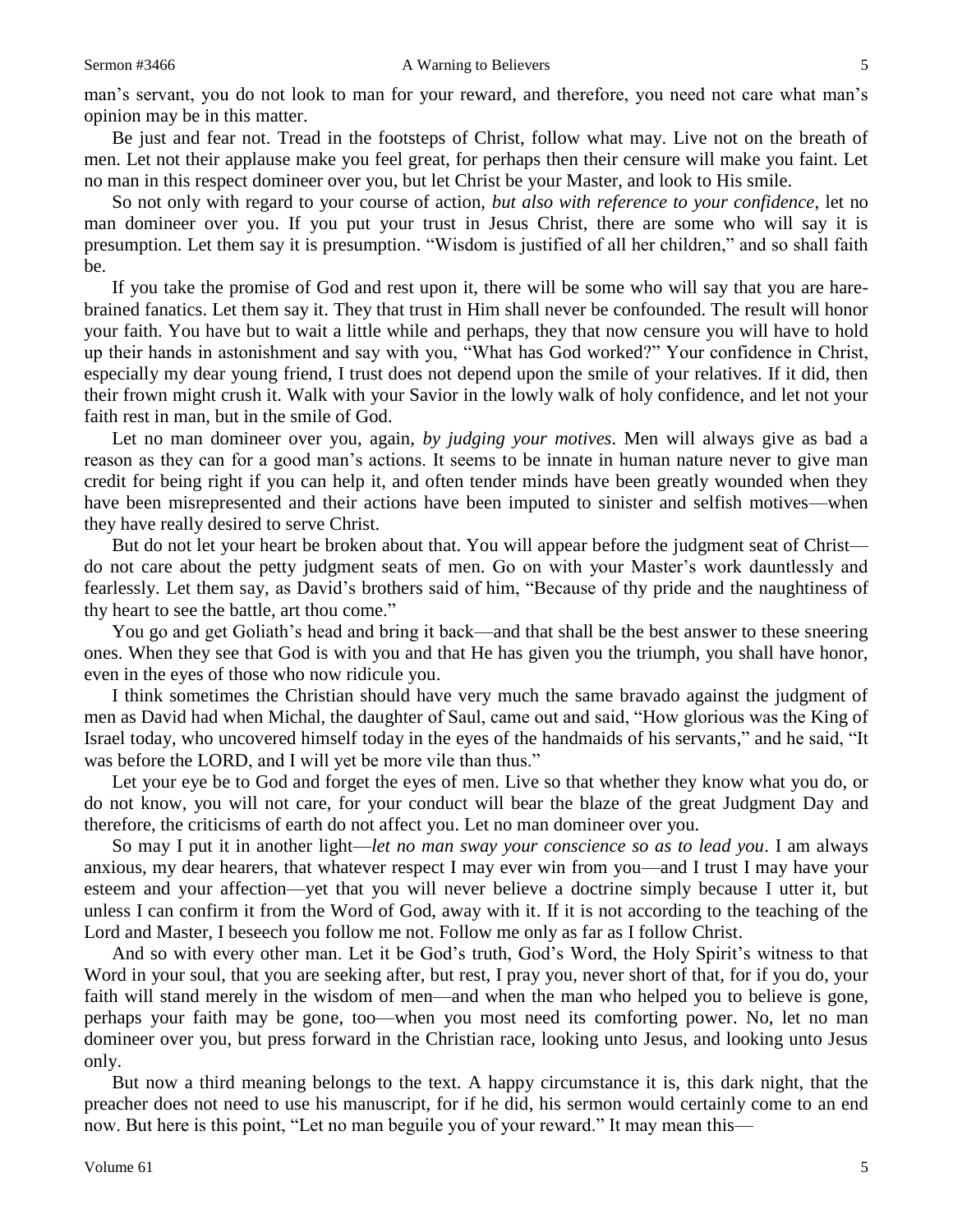man's servant, you do not look to man for your reward, and therefore, you need not care what man's opinion may be in this matter.

Be just and fear not. Tread in the footsteps of Christ, follow what may. Live not on the breath of men. Let not their applause make you feel great, for perhaps then their censure will make you faint. Let no man in this respect domineer over you, but let Christ be your Master, and look to His smile.

So not only with regard to your course of action, *but also with reference to your confidence*, let no man domineer over you. If you put your trust in Jesus Christ, there are some who will say it is presumption. Let them say it is presumption. "Wisdom is justified of all her children," and so shall faith be.

If you take the promise of God and rest upon it, there will be some who will say that you are hare-brained fanatics. Let them say it. They that trust in Him shall never be confounded. The result will honor your faith. You have but to wait a little while and perhaps, they that now censure you will have to hold up their hands in astonishment and say with you, "What has God worked?" Your confidence in Christ, especially my dear young friend, I trust does not depend upon the smile of your relatives. If it did, then their frown might crush it. Walk with your Savior in the lowly walk of holy confidence, and let not your faith rest in man, but in the smile of God.

Let no man domineer over you, again, *by judging your motives*. Men will always give as bad a reason as they can for a good man's actions. It seems to be innate in human nature never to give man credit for being right if you can help it, and often tender minds have been greatly wounded when they have been misrepresented and their actions have been imputed to sinister and selfish motives—when they have really desired to serve Christ.

But do not let your heart be broken about that. You will appear before the judgment seat of Christ—do not care about the petty judgment seats of men. Go on with your Master's work dauntlessly and fearlessly. Let them say, as David's brothers said of him, "Because of thy pride and the naughtiness of thy heart to see the battle, art thou come."

You go and get Goliath's head and bring it back—and that shall be the best answer to these sneering ones. When they see that God is with you and that He has given you the triumph, you shall have honor, even in the eyes of those who now ridicule you.

I think sometimes the Christian should have very much the same bravado against the judgment of men as David had when Michal, the daughter of Saul, came out and said, "How glorious was the King of Israel today, who uncovered himself today in the eyes of the handmaids of his servants," and he said, "It was before the LORD, and I will yet be more vile than thus."

Let your eye be to God and forget the eyes of men. Live so that whether they know what you do, or do not know, you will not care, for your conduct will bear the blaze of the great Judgment Day and therefore, the criticisms of earth do not affect you. Let no man domineer over you.

So may I put it in another light—*let no man sway your conscience so as to lead you*. I am always anxious, my dear hearers, that whatever respect I may ever win from you—and I trust I may have your esteem and your affection—yet that you will never believe a doctrine simply because I utter it, but unless I can confirm it from the Word of God, away with it. If it is not according to the teaching of the Lord and Master, I beseech you follow me not. Follow me only as far as I follow Christ.

And so with every other man. Let it be God's truth, God's Word, the Holy Spirit's witness to that Word in your soul, that you are seeking after, but rest, I pray you, never short of that, for if you do, your faith will stand merely in the wisdom of men—and when the man who helped you to believe is gone, perhaps your faith may be gone, too—when you most need its comforting power. No, let no man domineer over you, but press forward in the Christian race, looking unto Jesus, and looking unto Jesus only.

But now a third meaning belongs to the text. A happy circumstance it is, this dark night, that the preacher does not need to use his manuscript, for if he did, his sermon would certainly come to an end now. But here is this point, "Let no man beguile you of your reward." It may mean this—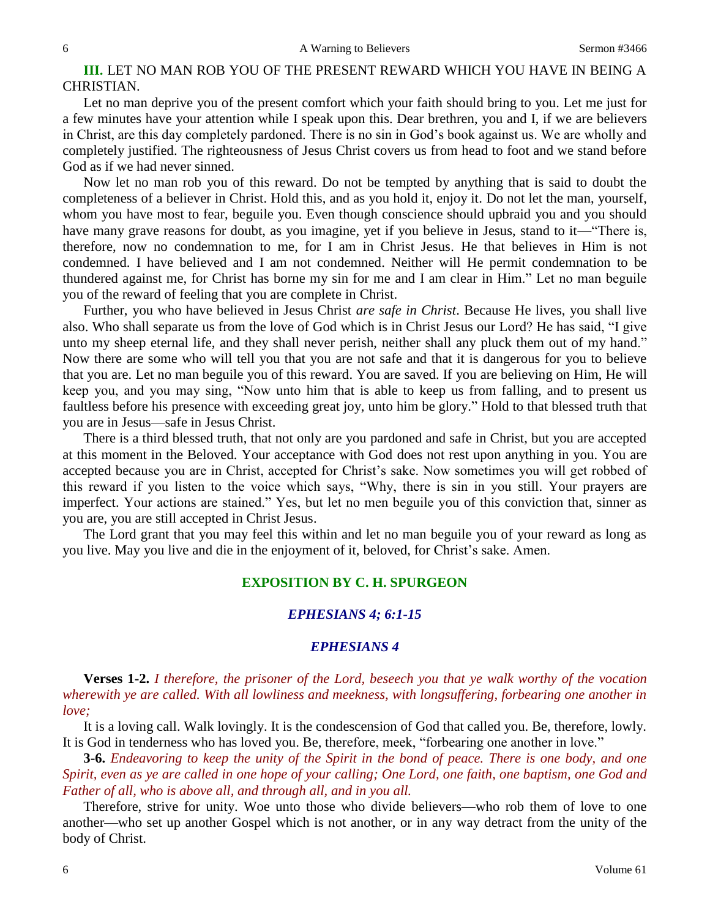**III.** LET NO MAN ROB YOU OF THE PRESENT REWARD WHICH YOU HAVE IN BEING A CHRISTIAN.

Let no man deprive you of the present comfort which your faith should bring to you. Let me just for a few minutes have your attention while I speak upon this. Dear brethren, you and I, if we are believers in Christ, are this day completely pardoned. There is no sin in God's book against us. We are wholly and completely justified. The righteousness of Jesus Christ covers us from head to foot and we stand before God as if we had never sinned.

Now let no man rob you of this reward. Do not be tempted by anything that is said to doubt the completeness of a believer in Christ. Hold this, and as you hold it, enjoy it. Do not let the man, yourself, whom you have most to fear, beguile you. Even though conscience should upbraid you and you should have many grave reasons for doubt, as you imagine, yet if you believe in Jesus, stand to it—"There is, therefore, now no condemnation to me, for I am in Christ Jesus. He that believes in Him is not condemned. I have believed and I am not condemned. Neither will He permit condemnation to be thundered against me, for Christ has borne my sin for me and I am clear in Him." Let no man beguile you of the reward of feeling that you are complete in Christ.

Further, you who have believed in Jesus Christ *are safe in Christ*. Because He lives, you shall live also. Who shall separate us from the love of God which is in Christ Jesus our Lord? He has said, "I give unto my sheep eternal life, and they shall never perish, neither shall any pluck them out of my hand." Now there are some who will tell you that you are not safe and that it is dangerous for you to believe that you are. Let no man beguile you of this reward. You are saved. If you are believing on Him, He will keep you, and you may sing, "Now unto him that is able to keep us from falling, and to present us faultless before his presence with exceeding great joy, unto him be glory." Hold to that blessed truth that you are in Jesus—safe in Jesus Christ.

There is a third blessed truth, that not only are you pardoned and safe in Christ, but you are accepted at this moment in the Beloved. Your acceptance with God does not rest upon anything in you. You are accepted because you are in Christ, accepted for Christ's sake. Now sometimes you will get robbed of this reward if you listen to the voice which says, "Why, there is sin in you still. Your prayers are imperfect. Your actions are stained." Yes, but let no men beguile you of this conviction that, sinner as you are, you are still accepted in Christ Jesus.

The Lord grant that you may feel this within and let no man beguile you of your reward as long as you live. May you live and die in the enjoyment of it, beloved, for Christ's sake. Amen.

## EXPOSITION BY C. H. SPURGEON

### *EPHESIANS 4; 6:1-15*

### *EPHESIANS 4*

**Verses 1-2.** *I therefore, the prisoner of the Lord, beseech you that ye walk worthy of the vocation wherewith ye are called. With all lowliness and meekness, with longsuffering, forbearing one another in love;*

It is a loving call. Walk lovingly. It is the condescension of God that called you. Be, therefore, lowly. It is God in tenderness who has loved you. Be, therefore, meek, "forbearing one another in love."

**3-6.** *Endeavoring to keep the unity of the Spirit in the bond of peace. There is one body, and one Spirit, even as ye are called in one hope of your calling; One Lord, one faith, one baptism, one God and Father of all, who is above all, and through all, and in you all.*

Therefore, strive for unity. Woe unto those who divide believers—who rob them of love to one another—who set up another Gospel which is not another, or in any way detract from the unity of the body of Christ.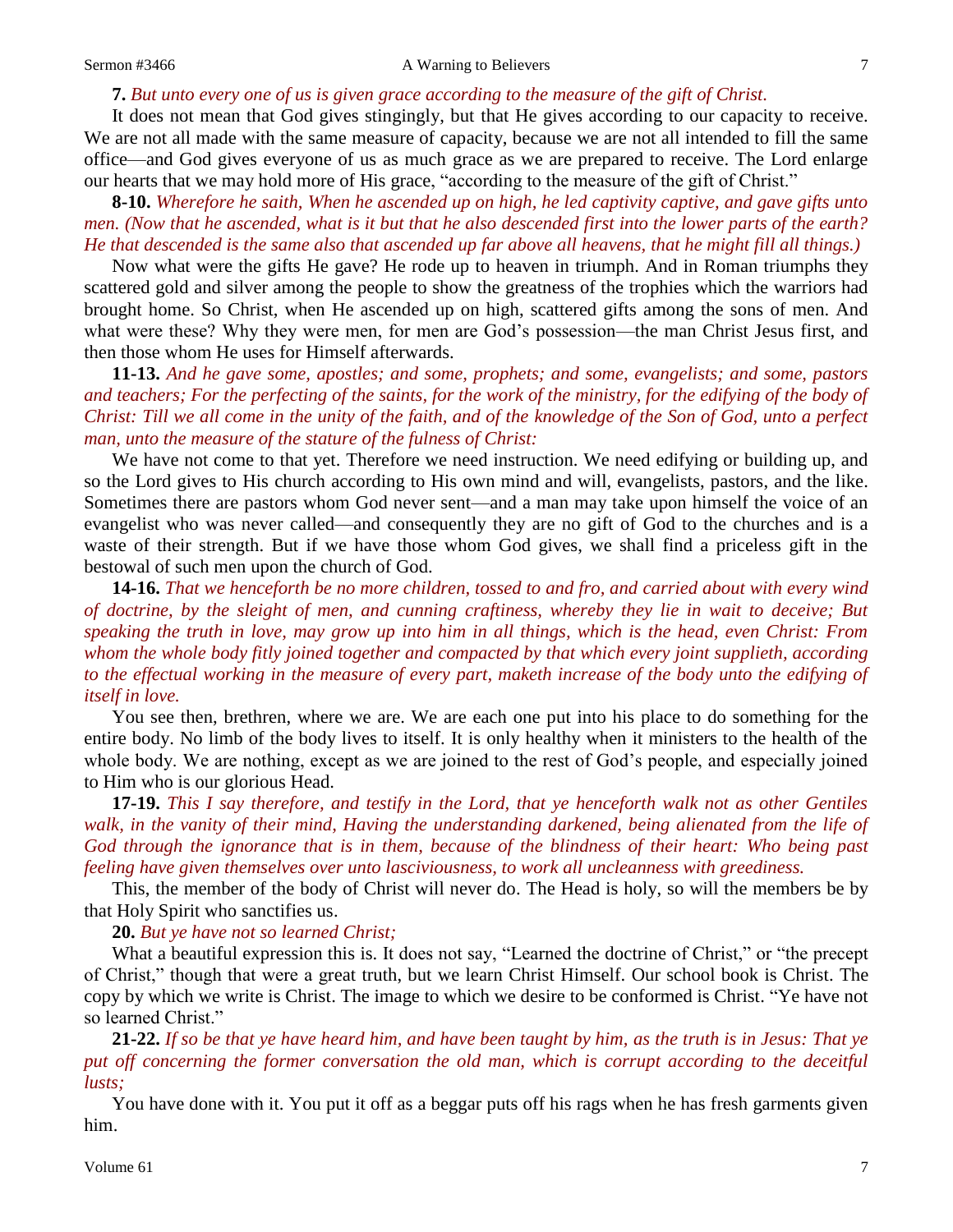**7.** *But unto every one of us is given grace according to the measure of the gift of Christ.*

It does not mean that God gives stingingly, but that He gives according to our capacity to receive. We are not all made with the same measure of capacity, because we are not all intended to fill the same office—and God gives everyone of us as much grace as we are prepared to receive. The Lord enlarge our hearts that we may hold more of His grace, "according to the measure of the gift of Christ."

**8-10.** *Wherefore he saith, When he ascended up on high, he led captivity captive, and gave gifts unto men. (Now that he ascended, what is it but that he also descended first into the lower parts of the earth? He that descended is the same also that ascended up far above all heavens, that he might fill all things.)*

Now what were the gifts He gave? He rode up to heaven in triumph. And in Roman triumphs they scattered gold and silver among the people to show the greatness of the trophies which the warriors had brought home. So Christ, when He ascended up on high, scattered gifts among the sons of men. And what were these? Why they were men, for men are God's possession—the man Christ Jesus first, and then those whom He uses for Himself afterwards.

**11-13.** *And he gave some, apostles; and some, prophets; and some, evangelists; and some, pastors and teachers; For the perfecting of the saints, for the work of the ministry, for the edifying of the body of Christ: Till we all come in the unity of the faith, and of the knowledge of the Son of God, unto a perfect man, unto the measure of the stature of the fulness of Christ:*

We have not come to that yet. Therefore we need instruction. We need edifying or building up, and so the Lord gives to His church according to His own mind and will, evangelists, pastors, and the like. Sometimes there are pastors whom God never sent—and a man may take upon himself the voice of an evangelist who was never called—and consequently they are no gift of God to the churches and is a waste of their strength. But if we have those whom God gives, we shall find a priceless gift in the bestowal of such men upon the church of God.

**14-16.** *That we henceforth be no more children, tossed to and fro, and carried about with every wind of doctrine, by the sleight of men, and cunning craftiness, whereby they lie in wait to deceive; But speaking the truth in love, may grow up into him in all things, which is the head, even Christ: From whom the whole body fitly joined together and compacted by that which every joint supplieth, according to the effectual working in the measure of every part, maketh increase of the body unto the edifying of itself in love.*

You see then, brethren, where we are. We are each one put into his place to do something for the entire body. No limb of the body lives to itself. It is only healthy when it ministers to the health of the whole body. We are nothing, except as we are joined to the rest of God's people, and especially joined to Him who is our glorious Head.

**17-19.** *This I say therefore, and testify in the Lord, that ye henceforth walk not as other Gentiles walk, in the vanity of their mind, Having the understanding darkened, being alienated from the life of God through the ignorance that is in them, because of the blindness of their heart: Who being past feeling have given themselves over unto lasciviousness, to work all uncleanness with greediness.*

This, the member of the body of Christ will never do. The Head is holy, so will the members be by that Holy Spirit who sanctifies us.

**20.** *But ye have not so learned Christ;*

What a beautiful expression this is. It does not say, "Learned the doctrine of Christ," or "the precept of Christ," though that were a great truth, but we learn Christ Himself. Our school book is Christ. The copy by which we write is Christ. The image to which we desire to be conformed is Christ. "Ye have not so learned Christ."

**21-22.** *If so be that ye have heard him, and have been taught by him, as the truth is in Jesus: That ye put off concerning the former conversation the old man, which is corrupt according to the deceitful lusts;*

You have done with it. You put it off as a beggar puts off his rags when he has fresh garments given him.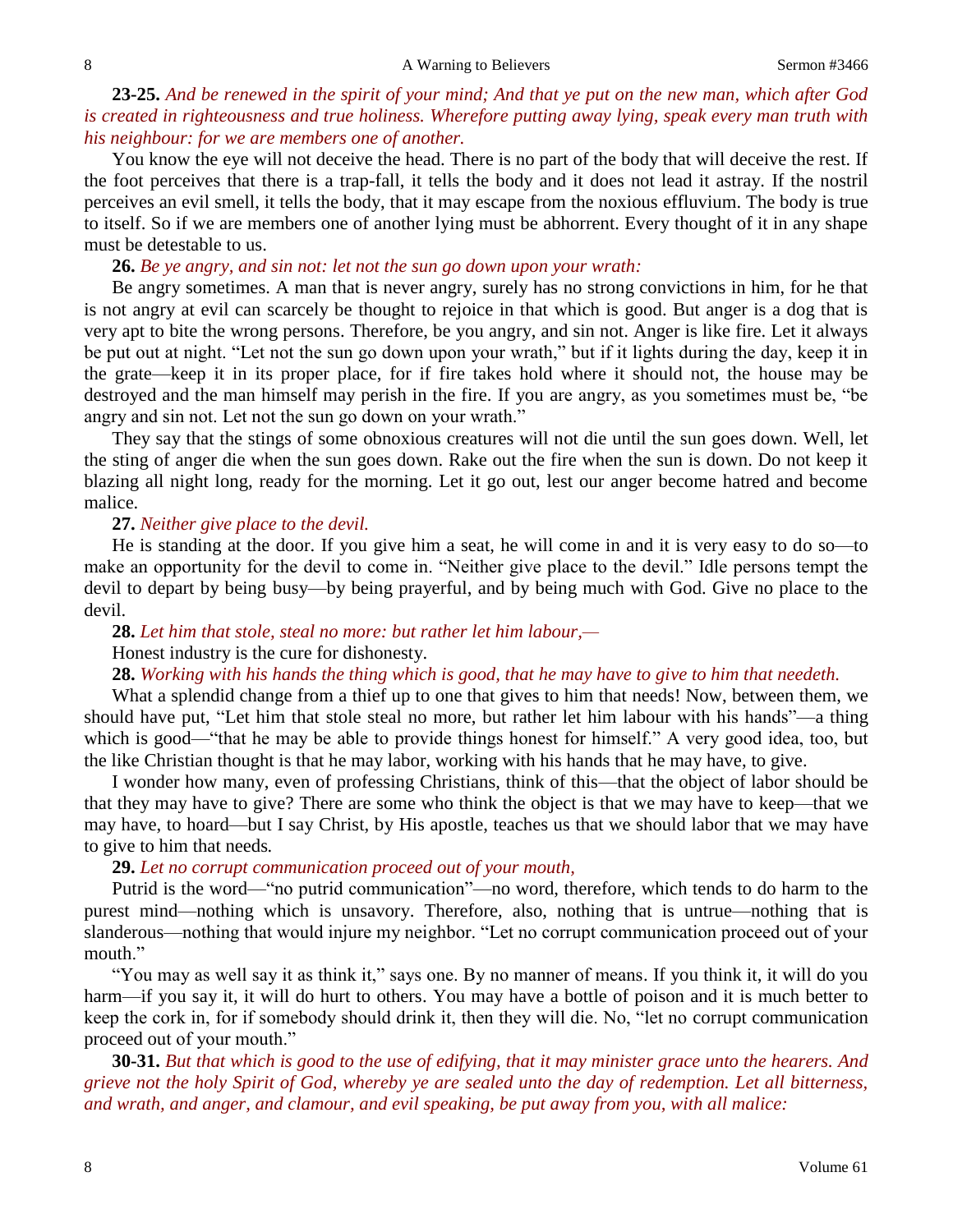**23-25.** *And be renewed in the spirit of your mind; And that ye put on the new man, which after God is created in righteousness and true holiness. Wherefore putting away lying, speak every man truth with his neighbour: for we are members one of another.*

You know the eye will not deceive the head. There is no part of the body that will deceive the rest. If the foot perceives that there is a trap-fall, it tells the body and it does not lead it astray. If the nostril perceives an evil smell, it tells the body, that it may escape from the noxious effluvium. The body is true to itself. So if we are members one of another lying must be abhorrent. Every thought of it in any shape must be detestable to us.

**26.** *Be ye angry, and sin not: let not the sun go down upon your wrath:*

Be angry sometimes. A man that is never angry, surely has no strong convictions in him, for he that is not angry at evil can scarcely be thought to rejoice in that which is good. But anger is a dog that is very apt to bite the wrong persons. Therefore, be you angry, and sin not. Anger is like fire. Let it always be put out at night. "Let not the sun go down upon your wrath," but if it lights during the day, keep it in the grate—keep it in its proper place, for if fire takes hold where it should not, the house may be destroyed and the man himself may perish in the fire. If you are angry, as you sometimes must be, "be angry and sin not. Let not the sun go down on your wrath."

They say that the stings of some obnoxious creatures will not die until the sun goes down. Well, let the sting of anger die when the sun goes down. Rake out the fire when the sun is down. Do not keep it blazing all night long, ready for the morning. Let it go out, lest our anger become hatred and become malice.

**27.** *Neither give place to the devil.*

He is standing at the door. If you give him a seat, he will come in and it is very easy to do so—to make an opportunity for the devil to come in. "Neither give place to the devil." Idle persons tempt the devil to depart by being busy—by being prayerful, and by being much with God. Give no place to the devil.

**28.** *Let him that stole, steal no more: but rather let him labour,—*

Honest industry is the cure for dishonesty.

**28.** *Working with his hands the thing which is good, that he may have to give to him that needeth.*

What a splendid change from a thief up to one that gives to him that needs! Now, between them, we should have put, "Let him that stole steal no more, but rather let him labour with his hands"—a thing which is good—"that he may be able to provide things honest for himself." A very good idea, too, but the like Christian thought is that he may labor, working with his hands that he may have, to give.

I wonder how many, even of professing Christians, think of this—that the object of labor should be that they may have to give? There are some who think the object is that we may have to keep—that we may have, to hoard—but I say Christ, by His apostle, teaches us that we should labor that we may have to give to him that needs.

**29.** *Let no corrupt communication proceed out of your mouth,*

Putrid is the word—"no putrid communication"—no word, therefore, which tends to do harm to the purest mind—nothing which is unsavory. Therefore, also, nothing that is untrue—nothing that is slanderous—nothing that would injure my neighbor. "Let no corrupt communication proceed out of your mouth."

"You may as well say it as think it," says one. By no manner of means. If you think it, it will do you harm—if you say it, it will do hurt to others. You may have a bottle of poison and it is much better to keep the cork in, for if somebody should drink it, then they will die. No, "let no corrupt communication proceed out of your mouth."

**30-31.** *But that which is good to the use of edifying, that it may minister grace unto the hearers. And grieve not the holy Spirit of God, whereby ye are sealed unto the day of redemption. Let all bitterness, and wrath, and anger, and clamour, and evil speaking, be put away from you, with all malice:*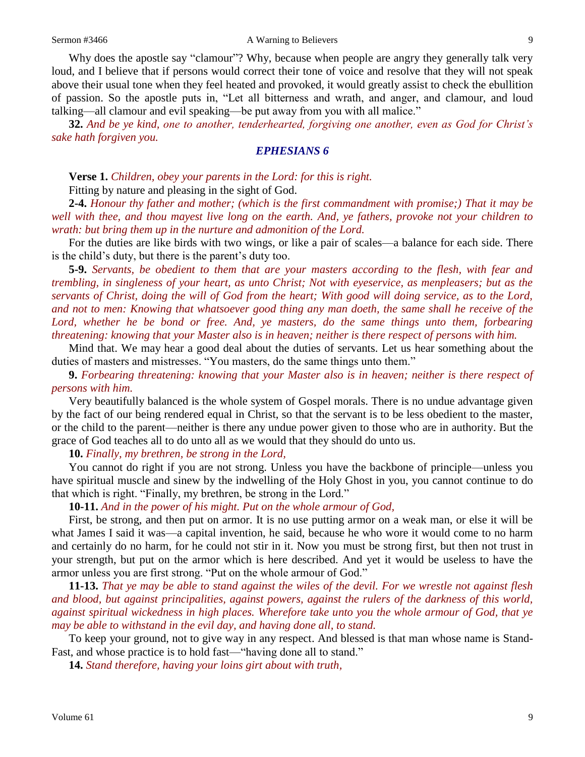Why does the apostle say "clamour"? Why, because when people are angry they generally talk very loud, and I believe that if persons would correct their tone of voice and resolve that they will not speak above their usual tone when they feel heated and provoked, it would greatly assist to check the ebullition of passion. So the apostle puts in, "Let all bitterness and wrath, and anger, and clamour, and loud talking—all clamour and evil speaking—be put away from you with all malice."

**32.** *And be ye kind, one to another, tenderhearted, forgiving one another, even as God for Christ's sake hath forgiven you.*

### *EPHESIANS 6*

**Verse 1.** *Children, obey your parents in the Lord: for this is right.*

Fitting by nature and pleasing in the sight of God.

**2-4.** *Honour thy father and mother; (which is the first commandment with promise;) That it may be well with thee, and thou mayest live long on the earth. And, ye fathers, provoke not your children to wrath: but bring them up in the nurture and admonition of the Lord.*

For the duties are like birds with two wings, or like a pair of scales—a balance for each side. There is the child's duty, but there is the parent's duty too.

**5-9.** *Servants, be obedient to them that are your masters according to the flesh, with fear and trembling, in singleness of your heart, as unto Christ; Not with eyeservice, as menpleasers; but as the servants of Christ, doing the will of God from the heart; With good will doing service, as to the Lord, and not to men: Knowing that whatsoever good thing any man doeth, the same shall he receive of the Lord, whether he be bond or free. And, ye masters, do the same things unto them, forbearing threatening: knowing that your Master also is in heaven; neither is there respect of persons with him.*

Mind that. We may hear a good deal about the duties of servants. Let us hear something about the duties of masters and mistresses. "You masters, do the same things unto them."

**9.** *Forbearing threatening: knowing that your Master also is in heaven; neither is there respect of persons with him.*

Very beautifully balanced is the whole system of Gospel morals. There is no undue advantage given by the fact of our being rendered equal in Christ, so that the servant is to be less obedient to the master, or the child to the parent—neither is there any undue power given to those who are in authority. But the grace of God teaches all to do unto all as we would that they should do unto us.

**10.** *Finally, my brethren, be strong in the Lord,*

You cannot do right if you are not strong. Unless you have the backbone of principle—unless you have spiritual muscle and sinew by the indwelling of the Holy Ghost in you, you cannot continue to do that which is right. "Finally, my brethren, be strong in the Lord."

**10-11.** *And in the power of his might. Put on the whole armour of God,*

First, be strong, and then put on armor. It is no use putting armor on a weak man, or else it will be what James I said it was—a capital invention, he said, because he who wore it would come to no harm and certainly do no harm, for he could not stir in it. Now you must be strong first, but then not trust in your strength, but put on the armor which is here described. And yet it would be useless to have the armor unless you are first strong. "Put on the whole armour of God."

**11-13.** *That ye may be able to stand against the wiles of the devil. For we wrestle not against flesh and blood, but against principalities, against powers, against the rulers of the darkness of this world, against spiritual wickedness in high places. Wherefore take unto you the whole armour of God, that ye may be able to withstand in the evil day, and having done all, to stand.*

To keep your ground, not to give way in any respect. And blessed is that man whose name is Stand-Fast, and whose practice is to hold fast—"having done all to stand."

**14.** *Stand therefore, having your loins girt about with truth,*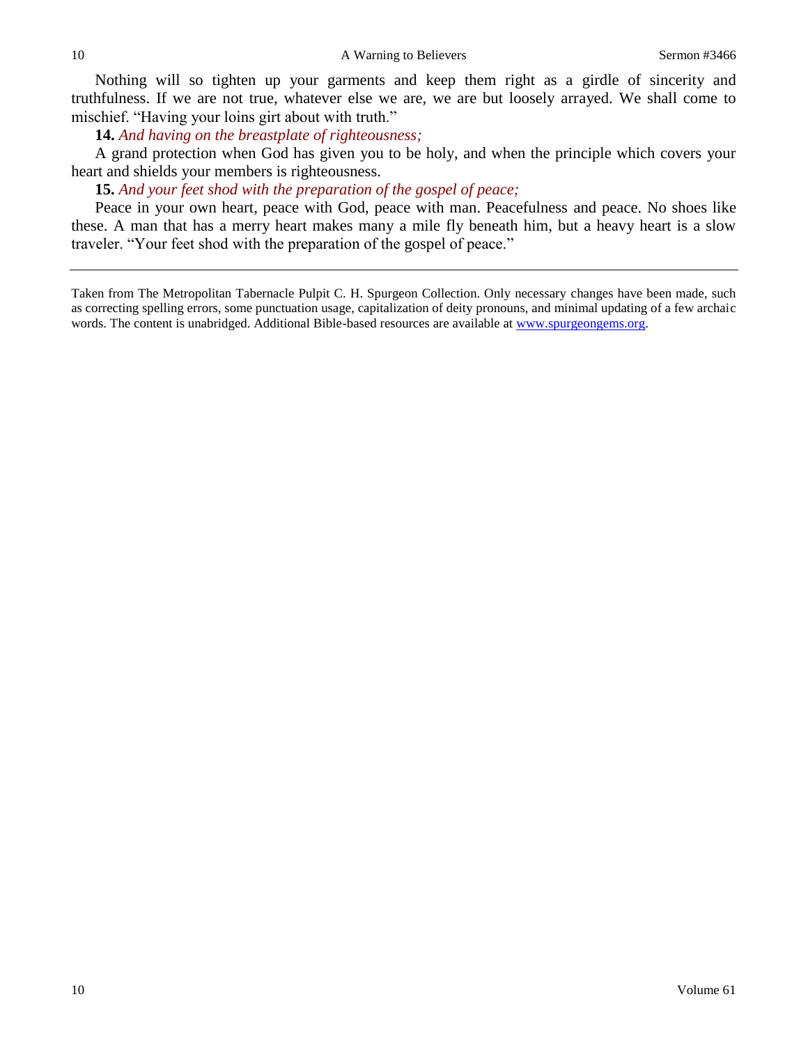Nothing will so tighten up your garments and keep them right as a girdle of sincerity and truthfulness. If we are not true, whatever else we are, we are but loosely arrayed. We shall come to mischief. "Having your loins girt about with truth."

**14.** *And having on the breastplate of righteousness;*

A grand protection when God has given you to be holy, and when the principle which covers your heart and shields your members is righteousness.

**15.** *And your feet shod with the preparation of the gospel of peace;*

Peace in your own heart, peace with God, peace with man. Peacefulness and peace. No shoes like these. A man that has a merry heart makes many a mile fly beneath him, but a heavy heart is a slow traveler. "Your feet shod with the preparation of the gospel of peace."

---

Taken from The Metropolitan Tabernacle Pulpit C. H. Spurgeon Collection. Only necessary changes have been made, such as correcting spelling errors, some punctuation usage, capitalization of deity pronouns, and minimal updating of a few archaic words. The content is unabridged. Additional Bible-based resources are available at [www.spurgeongems.org](http://www.spurgeongems.org).